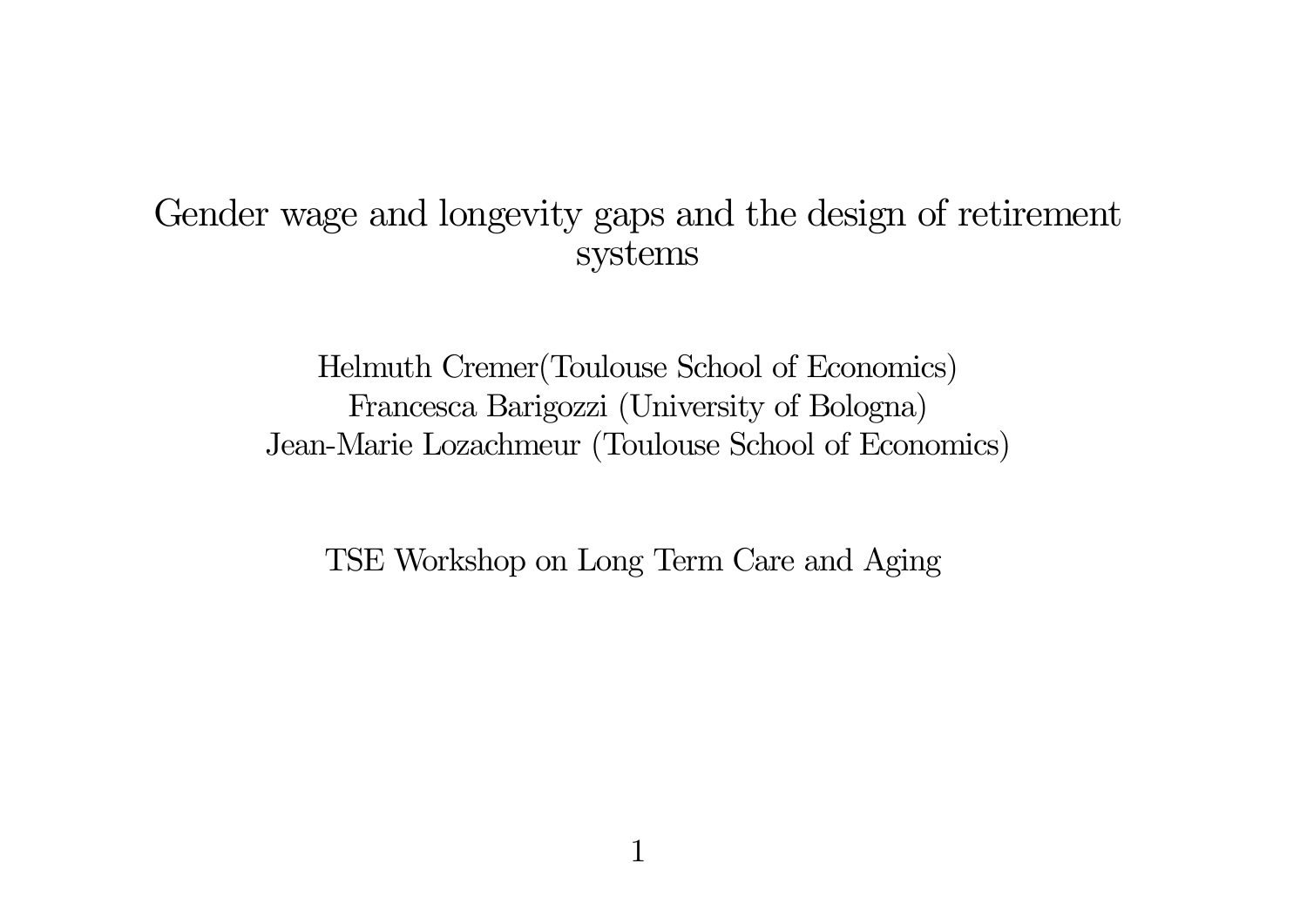# Gender wage and longevity gaps and the design of retirement systems

Helmuth Cremer(Toulouse School of Economics)
Francesca Barigozzi (University of Bologna)
Jean-Marie Lozachmeur (Toulouse School of Economics)

TSE Workshop on Long Term Care and Aging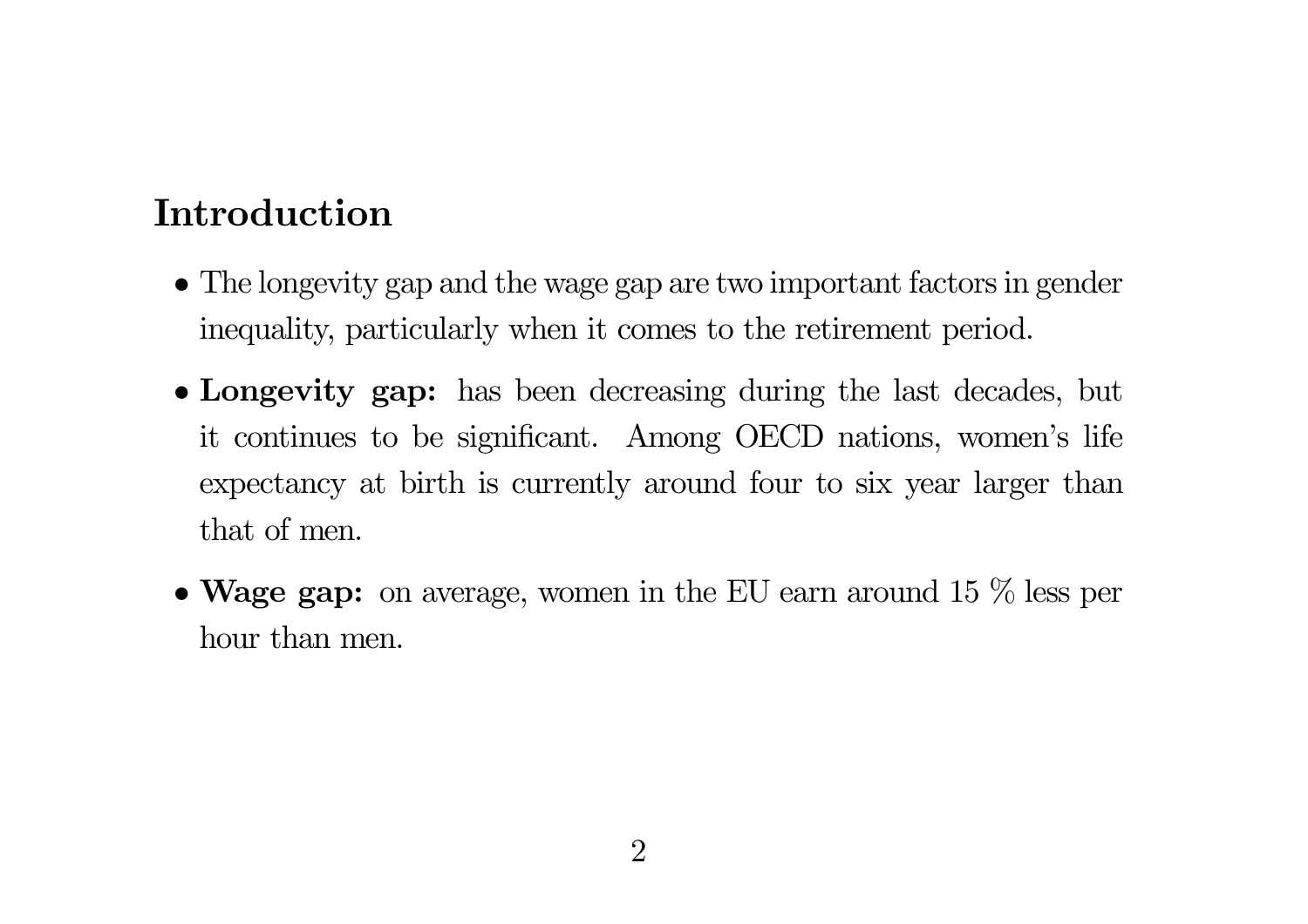## Introduction

- The longevity gap and the wage gap are two important factors in gender inequality, particularly when it comes to the retirement period.
- **Longevity gap:** has been decreasing during the last decades, but it continues to be significant. Among OECD nations, women's life expectancy at birth is currently around four to six year larger than that of men.
- **Wage gap:** on average, women in the EU earn around 15 % less per hour than men.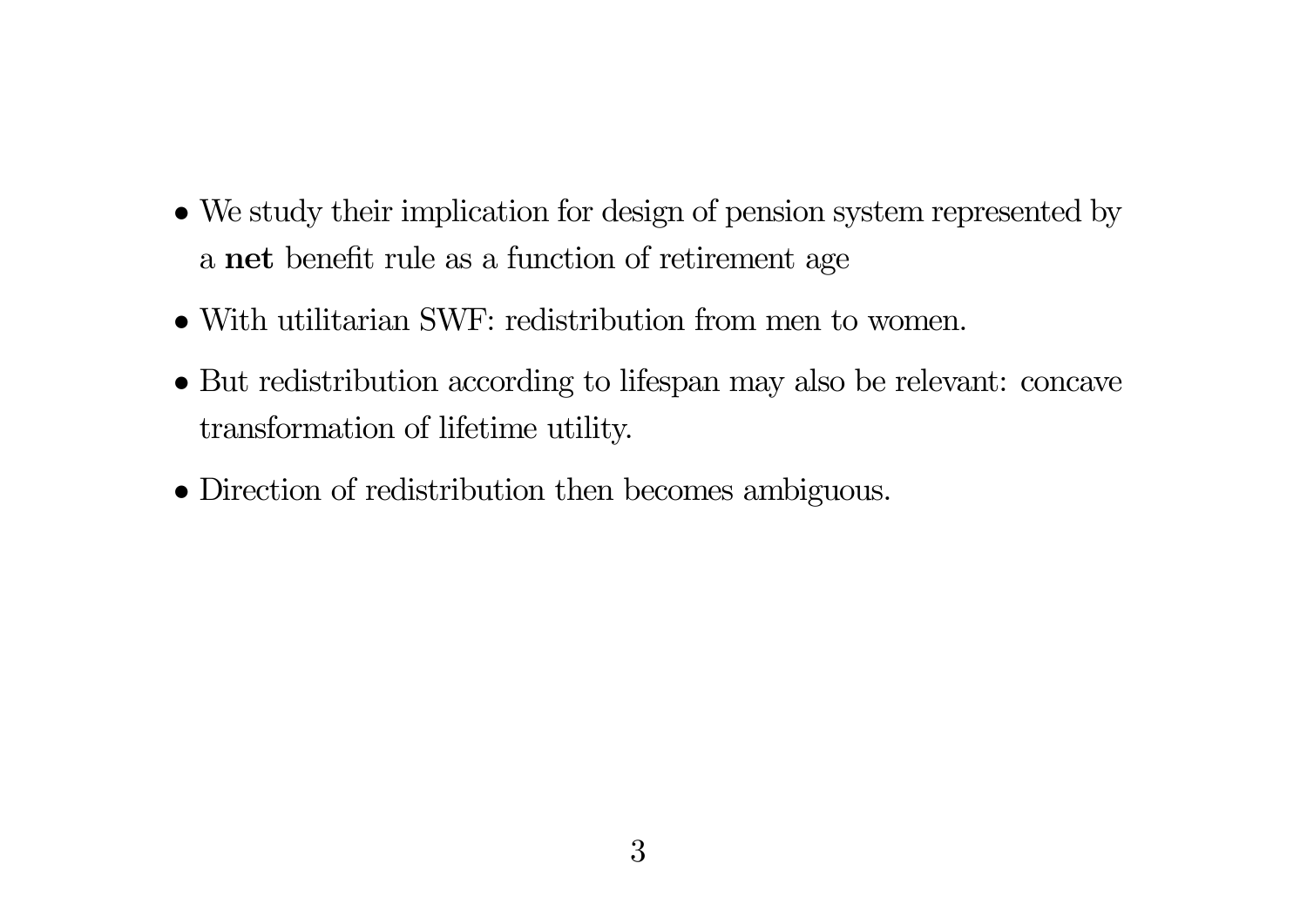- We study their implication for design of pension system represented by a **net** benefit rule as a function of retirement age
- With utilitarian SWF: redistribution from men to women.
- But redistribution according to lifespan may also be relevant: concave transformation of lifetime utility.
- Direction of redistribution then becomes ambiguous.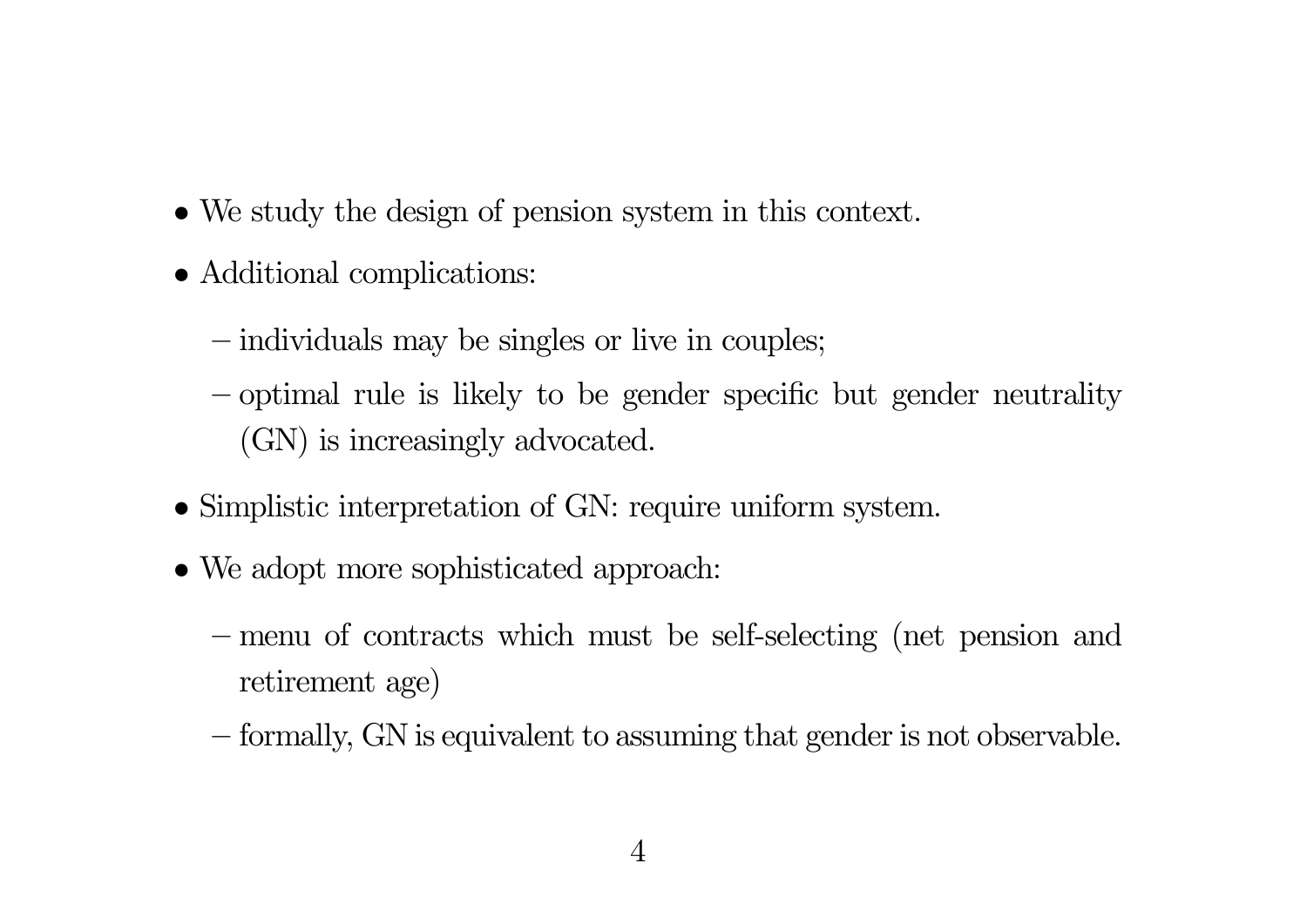- We study the design of pension system in this context.
- Additional complications:
  - individuals may be singles or live in couples;
  - optimal rule is likely to be gender specific but gender neutrality (GN) is increasingly advocated.
- Simplistic interpretation of GN: require uniform system.
- We adopt more sophisticated approach:
  - menu of contracts which must be self-selecting (net pension and retirement age)
  - formally, GN is equivalent to assuming that gender is not observable.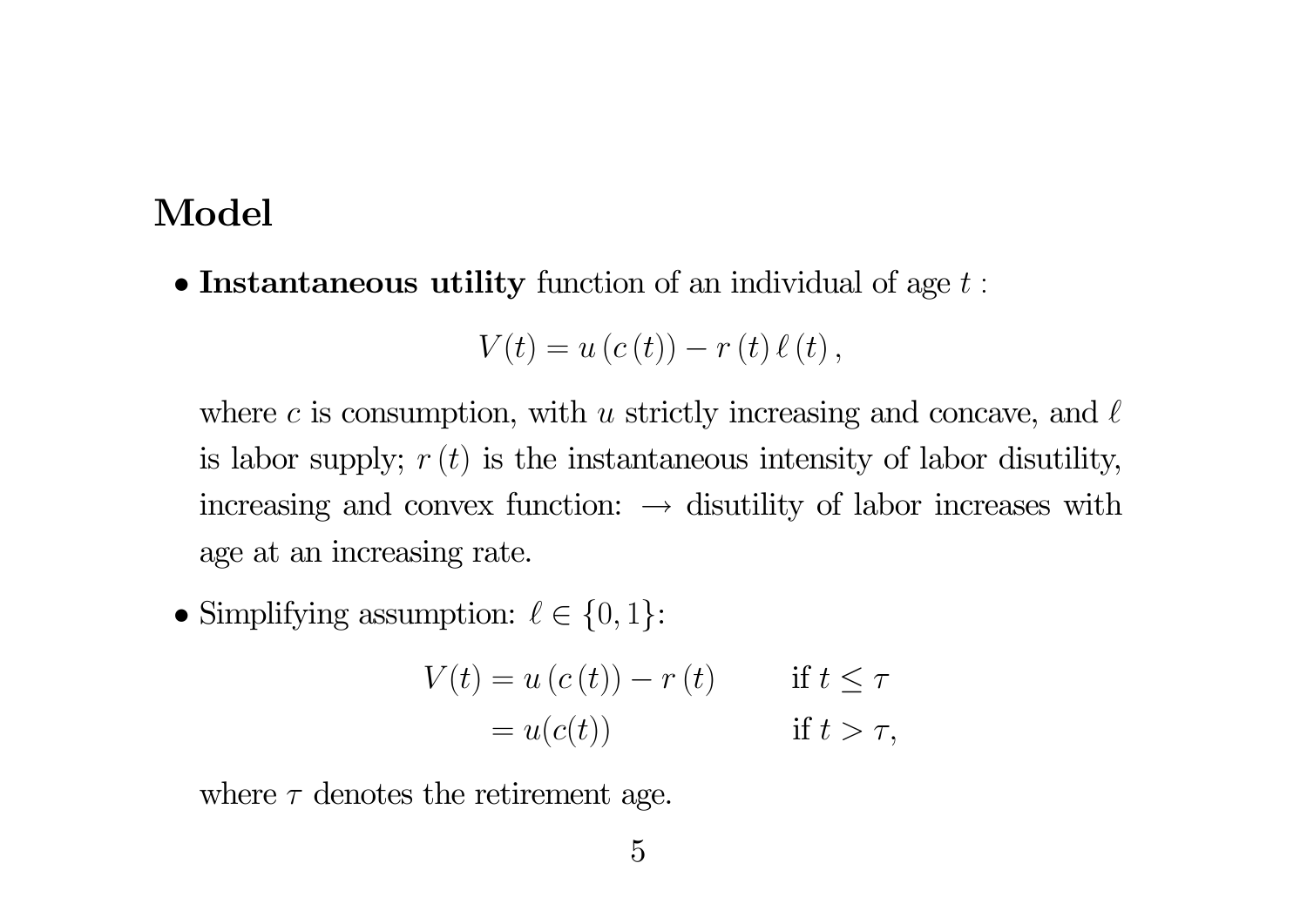## Model

- **Instantaneous utility** function of an individual of age $t$ :

$$V(t) = u(c(t)) - r(t)\,\ell(t),$$

where $c$ is consumption, with $u$ strictly increasing and concave, and $\ell$ is labor supply; $r(t)$ is the instantaneous intensity of labor disutility, increasing and convex function: $\rightarrow$ disutility of labor increases with age at an increasing rate.

- Simplifying assumption: $\ell \in \{0, 1\}$:

$$\begin{aligned} V(t) &= u(c(t)) - r(t) && \text{if } t \leq \tau \\ &= u(c(t)) && \text{if } t > \tau, \end{aligned}$$

where $\tau$ denotes the retirement age.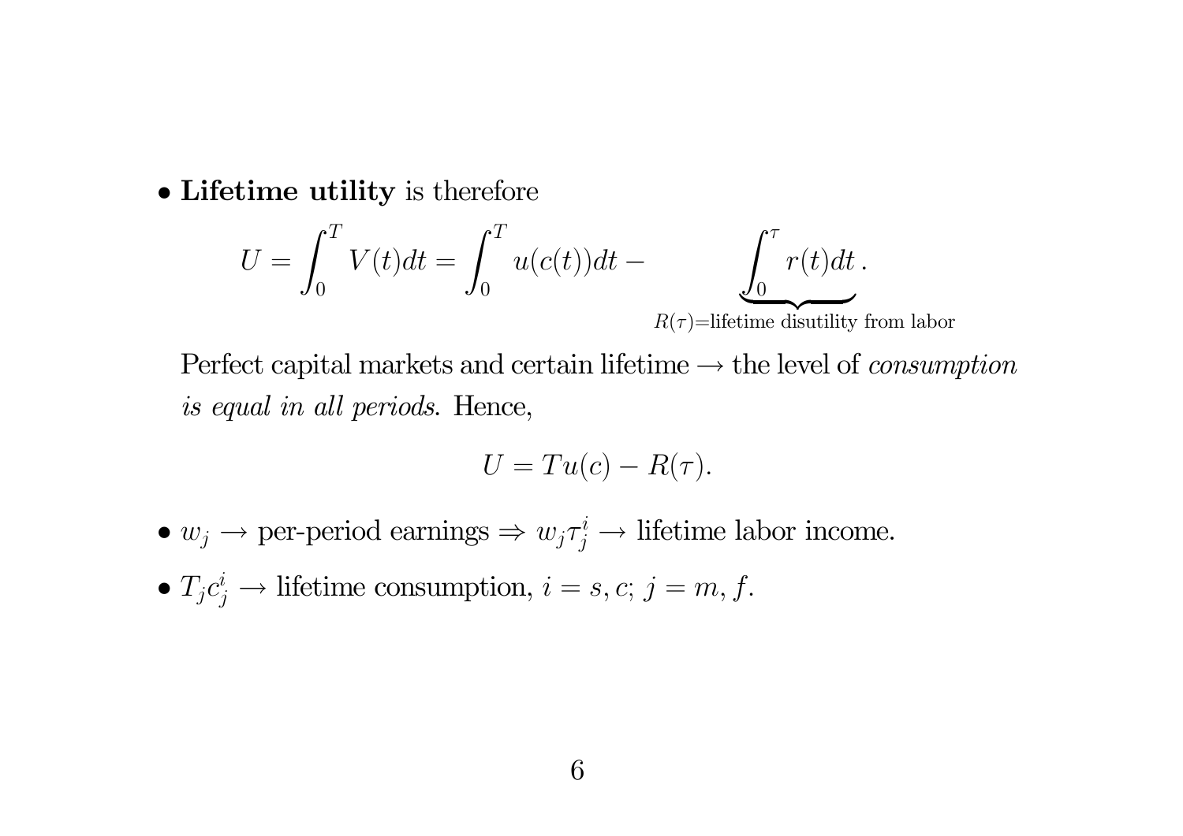- **Lifetime utility** is therefore

$$U = \int_0^T V(t)dt = \int_0^T u(c(t))dt - \underbrace{\int_0^\tau r(t)dt}_{R(\tau)=\text{lifetime disutility from labor}}.$$

  Perfect capital markets and certain lifetime $\rightarrow$ the level of *consumption is equal in all periods*. Hence,

$$U = Tu(c) - R(\tau).$$

- $w_j \rightarrow$ per-period earnings $\Rightarrow w_j \tau_j^i \rightarrow$ lifetime labor income.
- $T_j c_j^i \rightarrow$ lifetime consumption, $i = s, c$; $j = m, f$.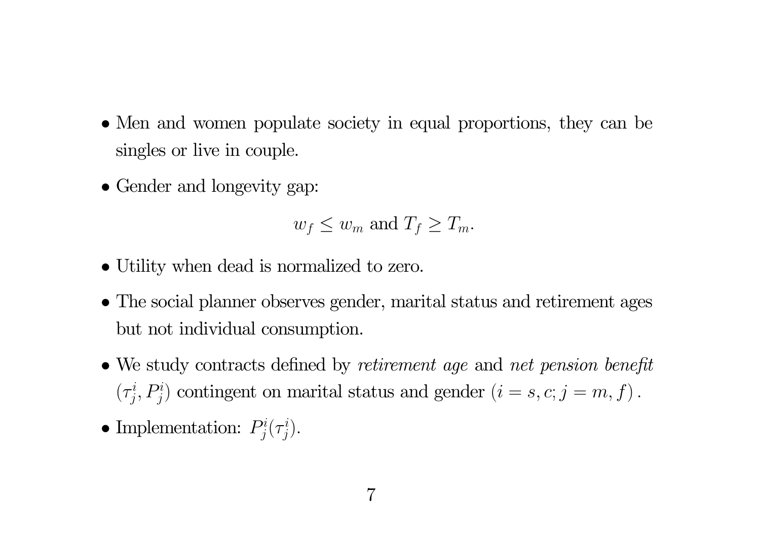- Men and women populate society in equal proportions, they can be singles or live in couple.
- Gender and longevity gap:

$$w_f \leq w_m \text{ and } T_f \geq T_m.$$

- Utility when dead is normalized to zero.
- The social planner observes gender, marital status and retirement ages but not individual consumption.
- We study contracts defined by *retirement age* and *net pension benefit* $(\tau_j^i, P_j^i)$ contingent on marital status and gender $(i = s, c; j = m, f)$.
- Implementation: $P_j^i(\tau_j^i)$.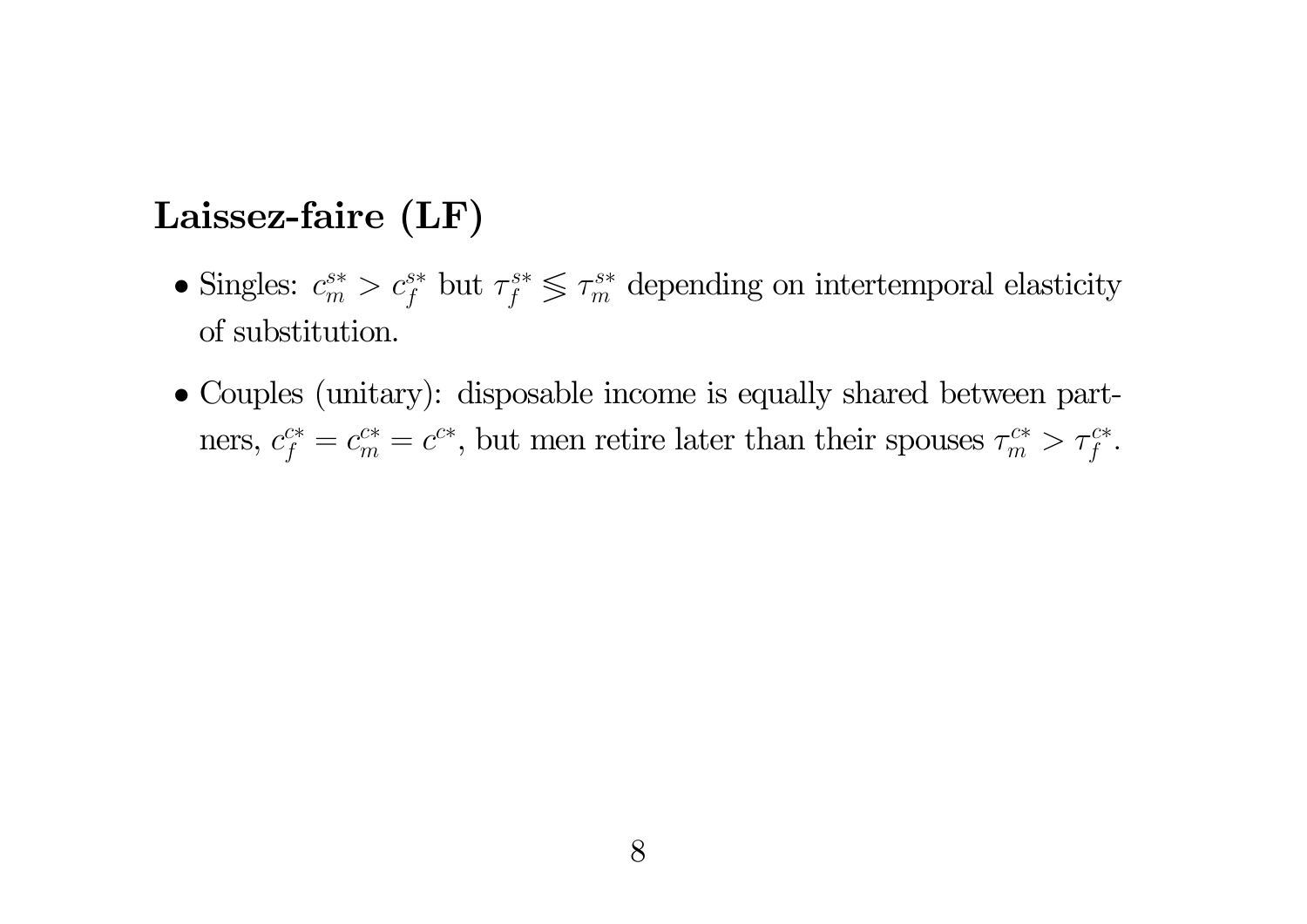## Laissez-faire (LF)

- Singles: $c_m^{s*} > c_f^{s*}$ but $\tau_f^{s*} \lesseqgtr \tau_m^{s*}$ depending on intertemporal elasticity of substitution.
- Couples (unitary): disposable income is equally shared between partners, $c_f^{c*} = c_m^{c*} = c^{c*}$, but men retire later than their spouses $\tau_m^{c*} > \tau_f^{c*}$.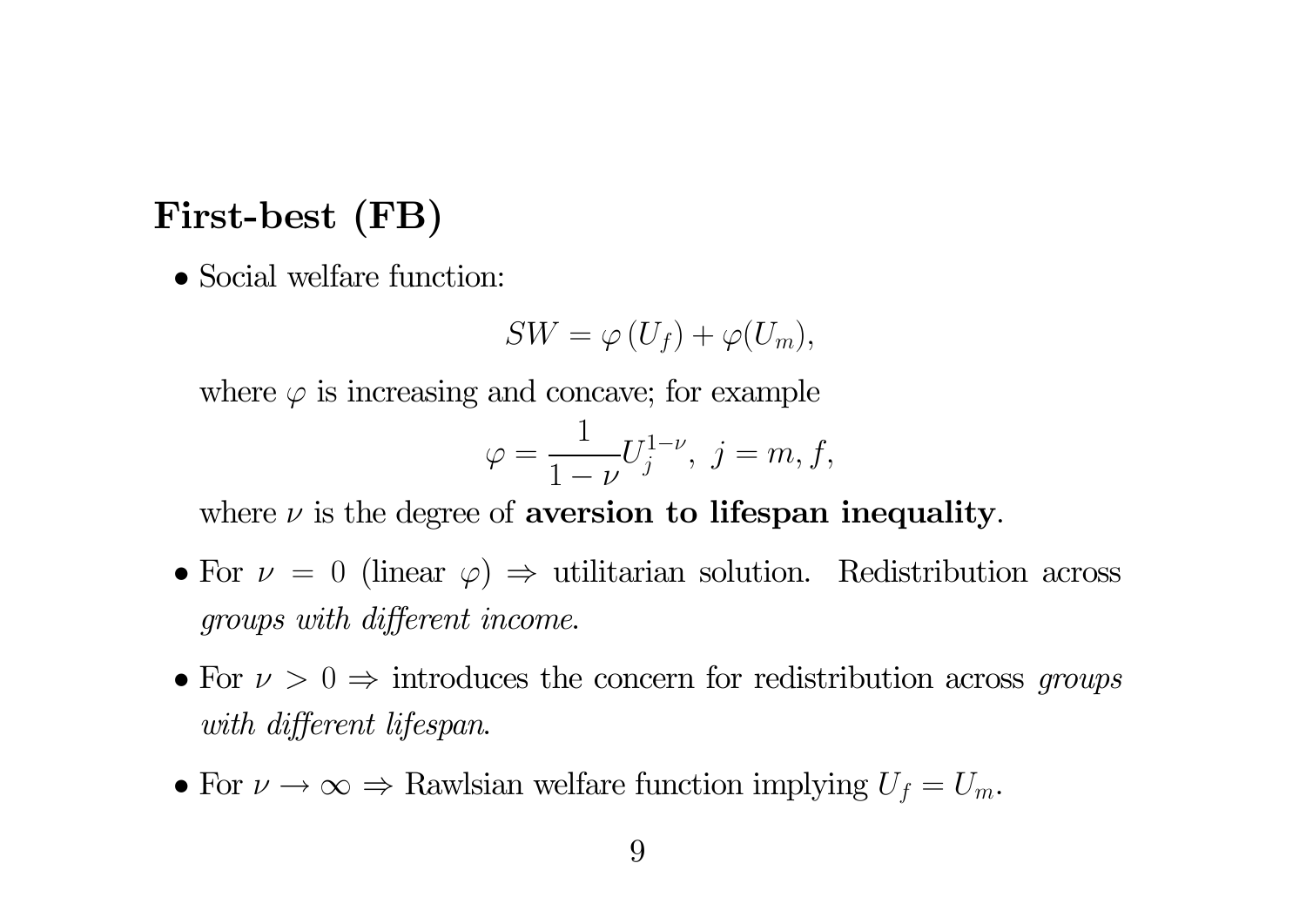## First-best (FB)

- Social welfare function:

$$SW = \varphi\left(U_f\right) + \varphi(U_m),$$

  where $\varphi$ is increasing and concave; for example

$$\varphi = \frac{1}{1-\nu} U_j^{1-\nu},\ j = m, f,$$

  where $\nu$ is the degree of **aversion to lifespan inequality**.

- For $\nu = 0$ (linear $\varphi$) $\Rightarrow$ utilitarian solution. Redistribution across *groups with different income*.

- For $\nu > 0 \Rightarrow$ introduces the concern for redistribution across *groups with different lifespan*.

- For $\nu \to \infty \Rightarrow$ Rawlsian welfare function implying $U_f = U_m$.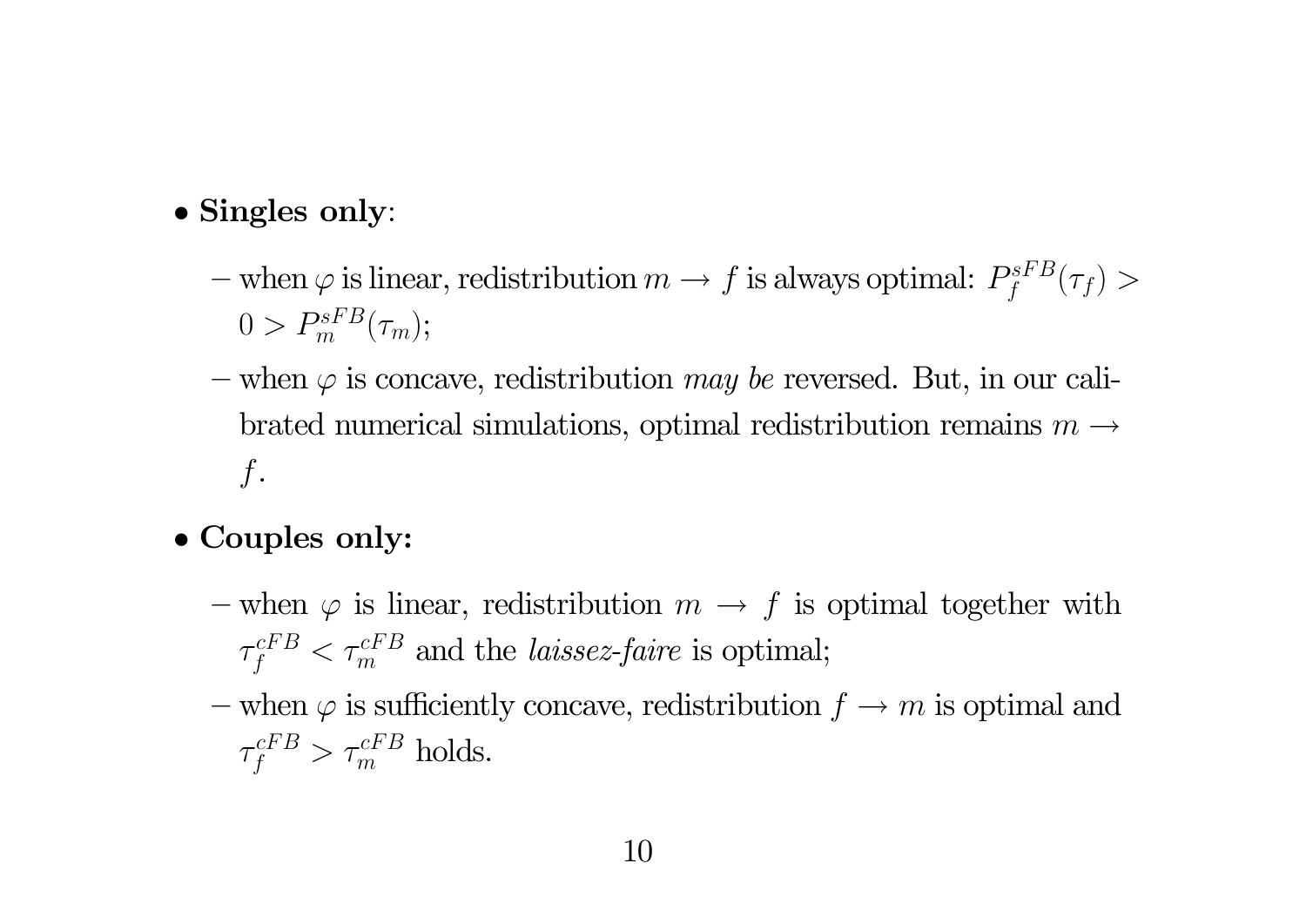- **Singles only**:
  - when $\varphi$ is linear, redistribution $m \to f$ is always optimal: $P_f^{sFB}(\tau_f) > 0 > P_m^{sFB}(\tau_m)$;
  - when $\varphi$ is concave, redistribution *may be* reversed. But, in our calibrated numerical simulations, optimal redistribution remains $m \to f$.
- **Couples only:**
  - when $\varphi$ is linear, redistribution $m \to f$ is optimal together with $\tau_f^{cFB} < \tau_m^{cFB}$ and the *laissez-faire* is optimal;
  - when $\varphi$ is sufficiently concave, redistribution $f \to m$ is optimal and $\tau_f^{cFB} > \tau_m^{cFB}$ holds.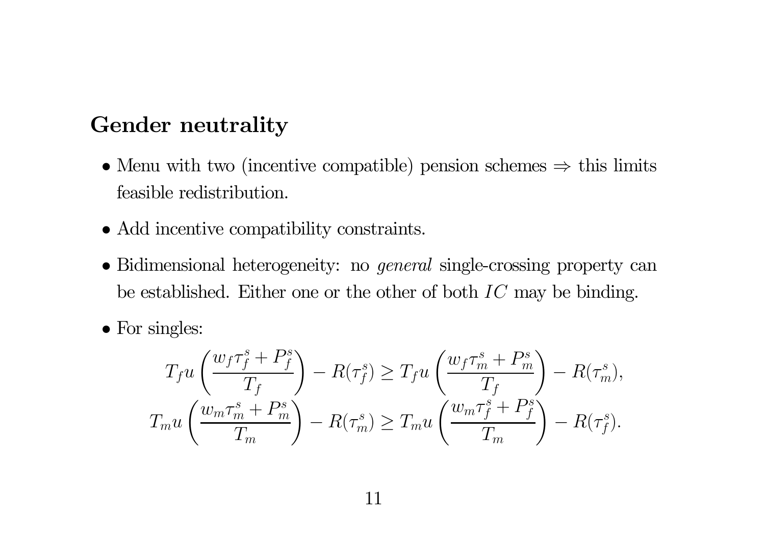## Gender neutrality

- Menu with two (incentive compatible) pension schemes $\Rightarrow$ this limits feasible redistribution.
- Add incentive compatibility constraints.
- Bidimensional heterogeneity: no *general* single-crossing property can be established. Either one or the other of both $IC$ may be binding.
- For singles:

$$T_f u\left(\frac{w_f \tau_f^s + P_f^s}{T_f}\right) - R(\tau_f^s) \geq T_f u\left(\frac{w_f \tau_m^s + P_m^s}{T_f}\right) - R(\tau_m^s),$$

$$T_m u\left(\frac{w_m \tau_m^s + P_m^s}{T_m}\right) - R(\tau_m^s) \geq T_m u\left(\frac{w_m \tau_f^s + P_f^s}{T_m}\right) - R(\tau_f^s).$$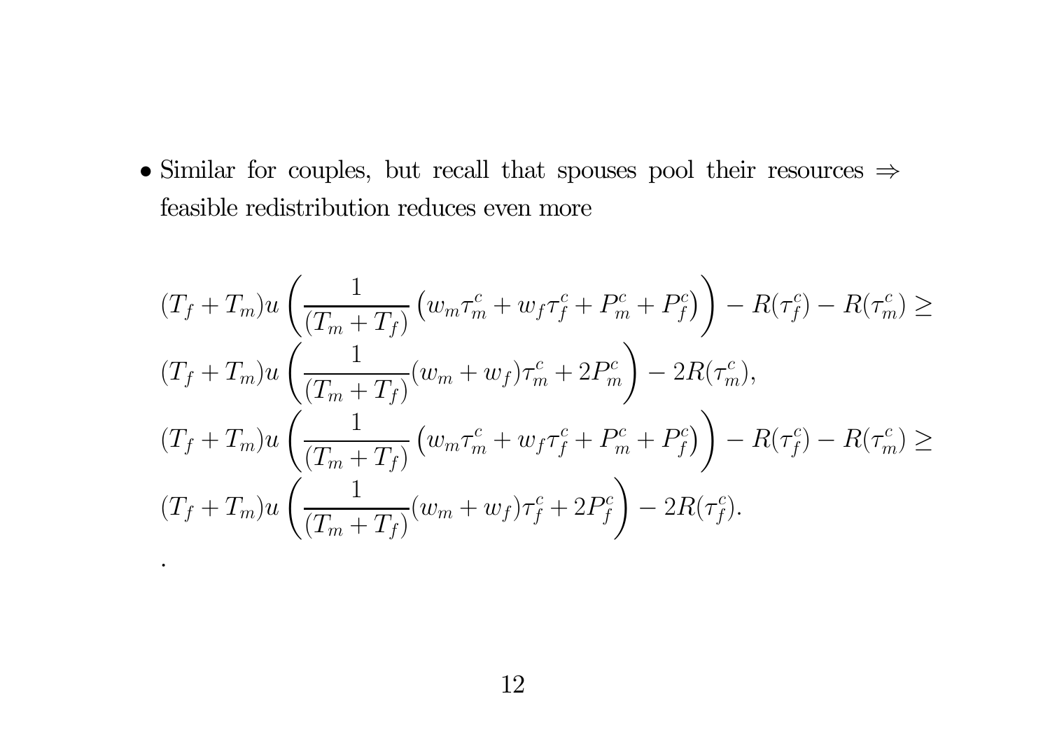- Similar for couples, but recall that spouses pool their resources $\Rightarrow$ feasible redistribution reduces even more

$$
\begin{aligned}
&(T_f + T_m) u \left( \frac{1}{(T_m + T_f)} \left( w_m \tau_m^c + w_f \tau_f^c + P_m^c + P_f^c \right) \right) - R(\tau_f^c) - R(\tau_m^c) \geq \\
&(T_f + T_m) u \left( \frac{1}{(T_m + T_f)} (w_m + w_f) \tau_m^c + 2 P_m^c \right) - 2R(\tau_m^c), \\
&(T_f + T_m) u \left( \frac{1}{(T_m + T_f)} \left( w_m \tau_m^c + w_f \tau_f^c + P_m^c + P_f^c \right) \right) - R(\tau_f^c) - R(\tau_m^c) \geq \\
&(T_f + T_m) u \left( \frac{1}{(T_m + T_f)} (w_m + w_f) \tau_f^c + 2 P_f^c \right) - 2R(\tau_f^c).
\end{aligned}
$$

.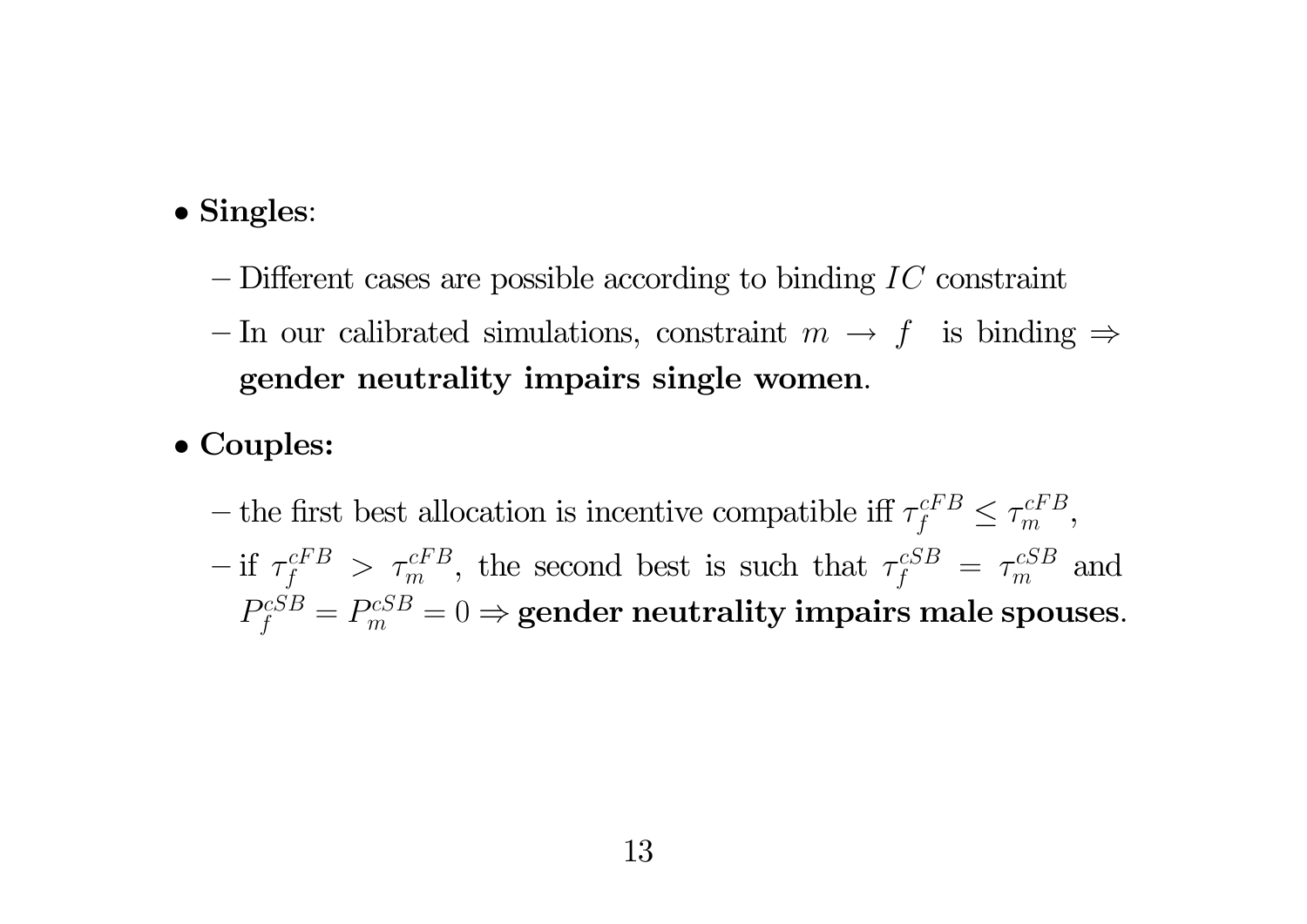- **Singles**:
  - Different cases are possible according to binding $IC$ constraint
  - In our calibrated simulations, constraint $m \rightarrow f$ is binding $\Rightarrow$ **gender neutrality impairs single women**.
- **Couples:**
  - the first best allocation is incentive compatible iff $\tau_f^{cFB} \leq \tau_m^{cFB}$,
  - if $\tau_f^{cFB} > \tau_m^{cFB}$, the second best is such that $\tau_f^{cSB} = \tau_m^{cSB}$ and $P_f^{cSB} = P_m^{cSB} = 0 \Rightarrow$ **gender neutrality impairs male spouses**.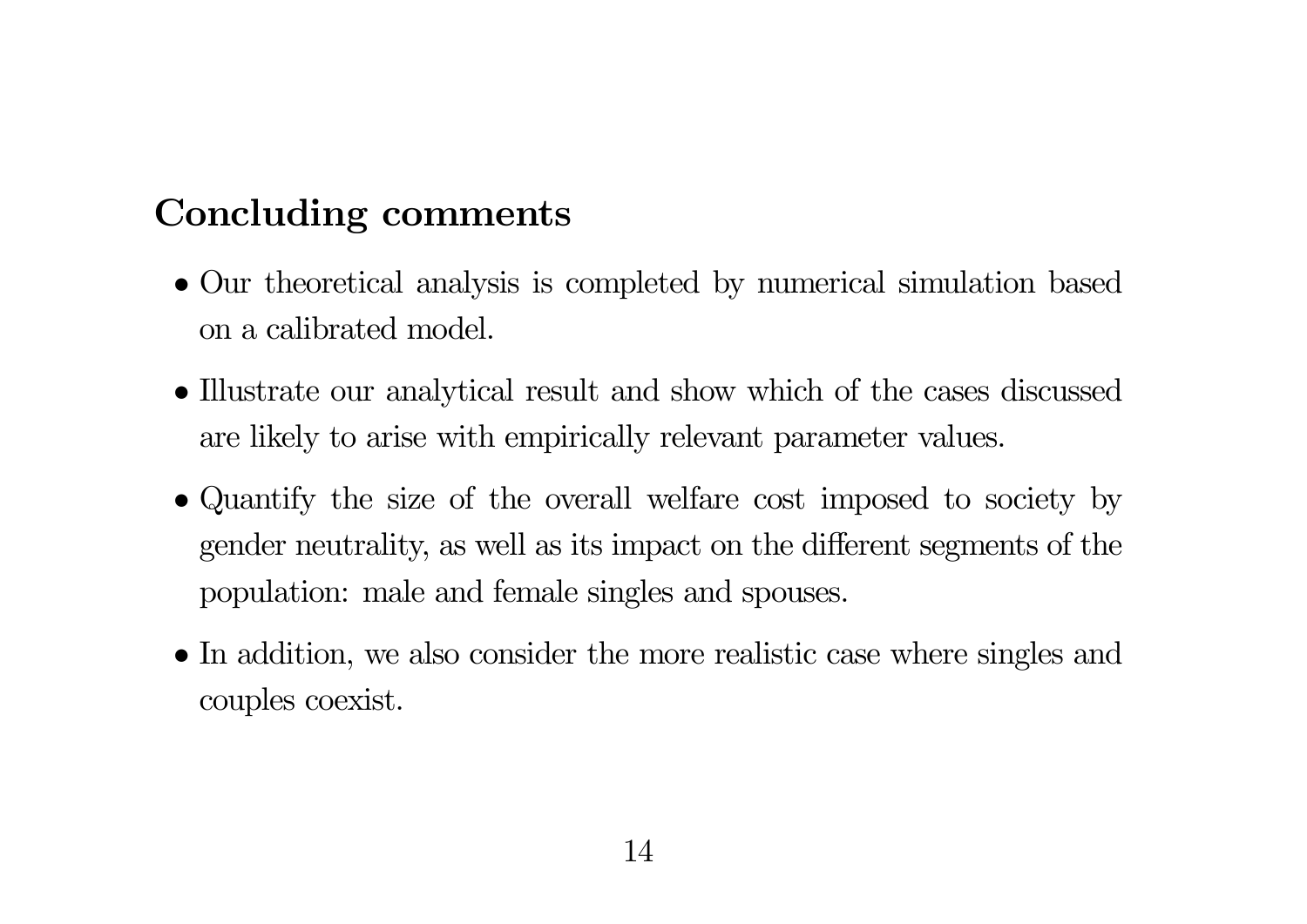## Concluding comments

- Our theoretical analysis is completed by numerical simulation based on a calibrated model.
- Illustrate our analytical result and show which of the cases discussed are likely to arise with empirically relevant parameter values.
- Quantify the size of the overall welfare cost imposed to society by gender neutrality, as well as its impact on the different segments of the population: male and female singles and spouses.
- In addition, we also consider the more realistic case where singles and couples coexist.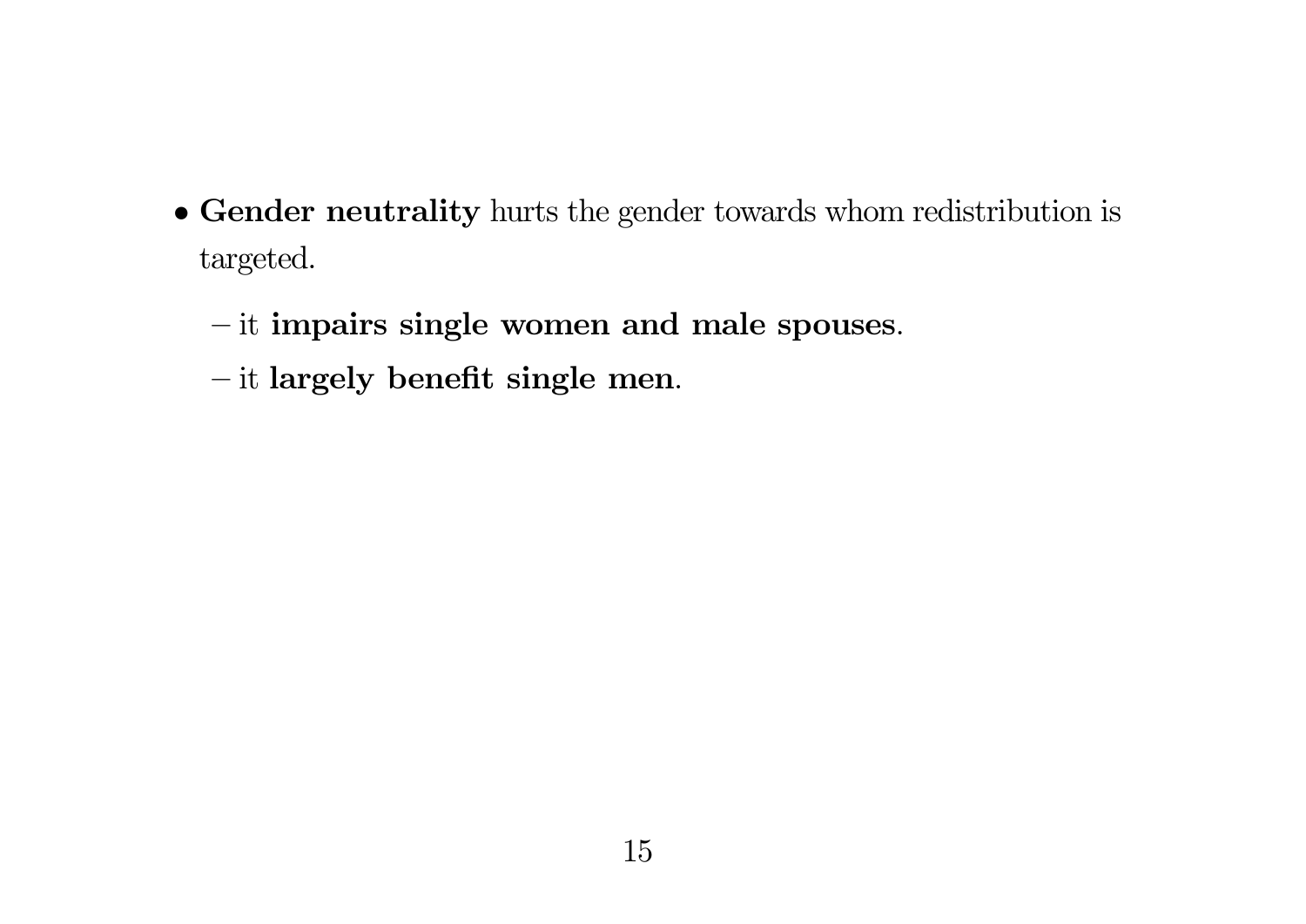- **Gender neutrality** hurts the gender towards whom redistribution is targeted.
  - it **impairs single women and male spouses**.
  - it **largely benefit single men**.